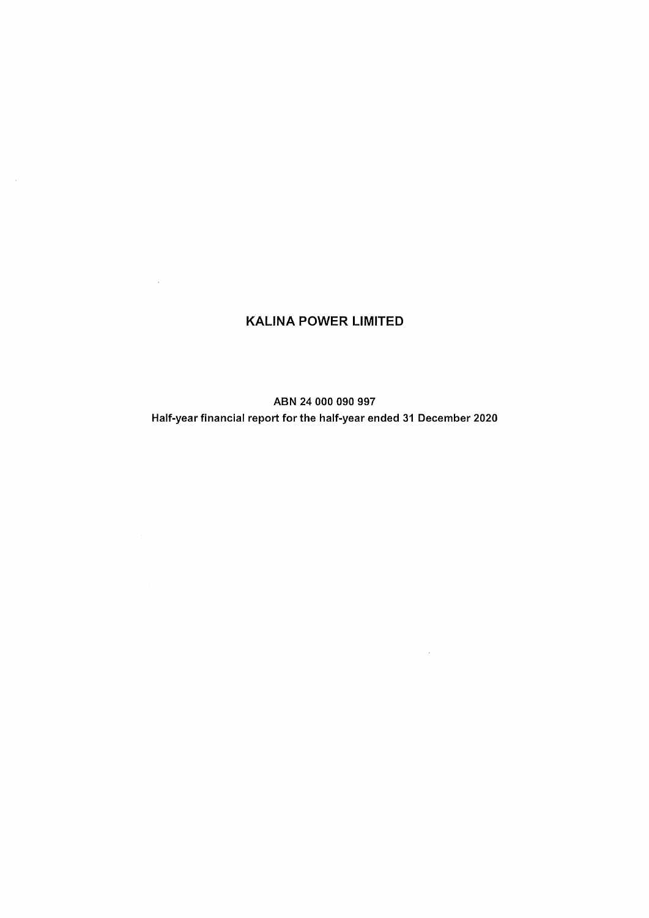# KALINA POWER LIMITED

ABN 24 000 090 997

Half-year financial report for the half-year ended 31 December 2020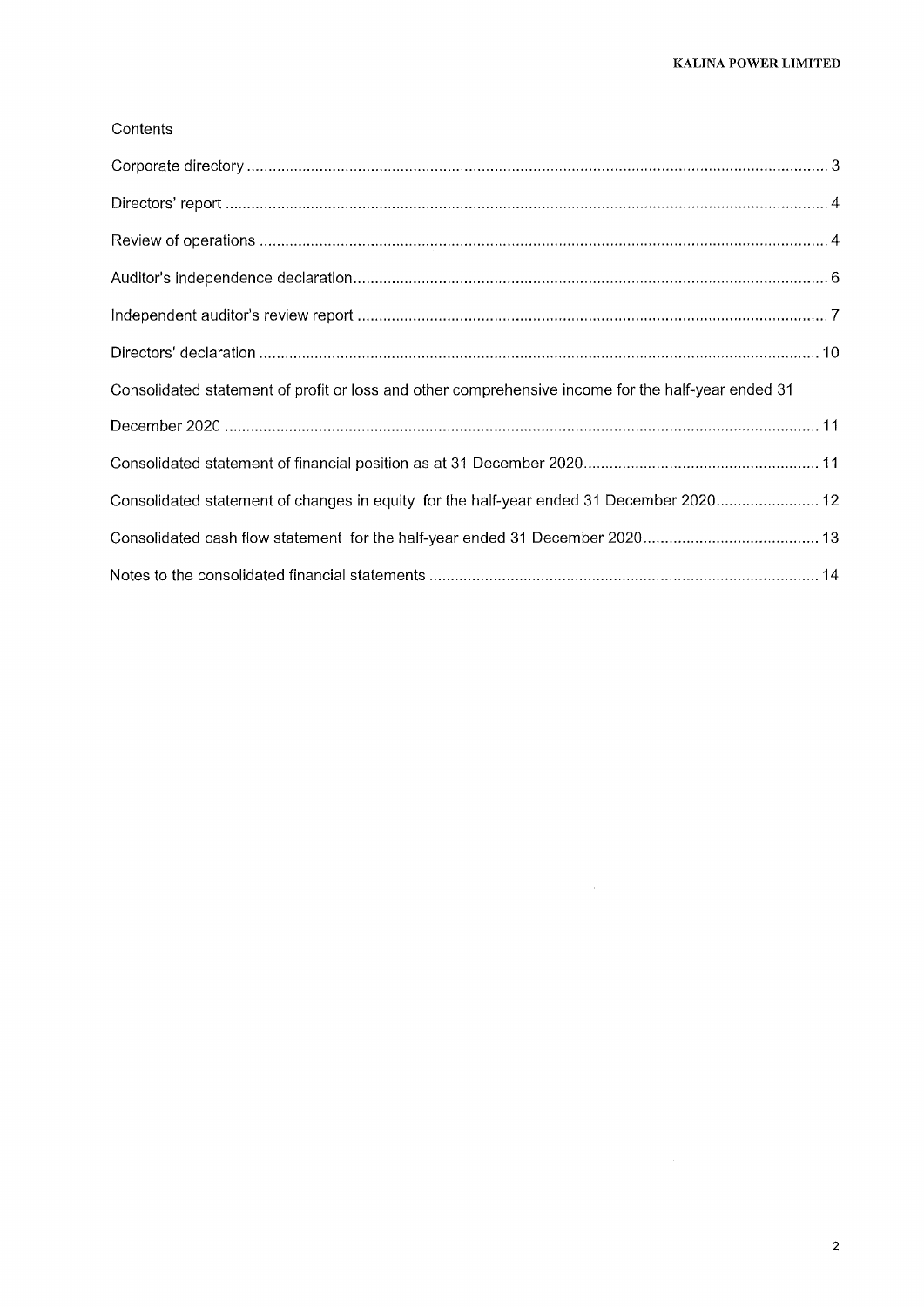Contents

| | |
|---|---|
| Corporate directory | 3 |
| Directors' report | 4 |
| Review of operations | 4 |
| Auditor's independence declaration | 6 |
| Independent auditor's review report | 7 |
| Directors' declaration | 10 |
| Consolidated statement of profit or loss and other comprehensive income for the half-year ended 31 December 2020 | 11 |
| Consolidated statement of financial position as at 31 December 2020 | 11 |
| Consolidated statement of changes in equity for the half-year ended 31 December 2020 | 12 |
| Consolidated cash flow statement for the half-year ended 31 December 2020 | 13 |
| Notes to the consolidated financial statements | 14 |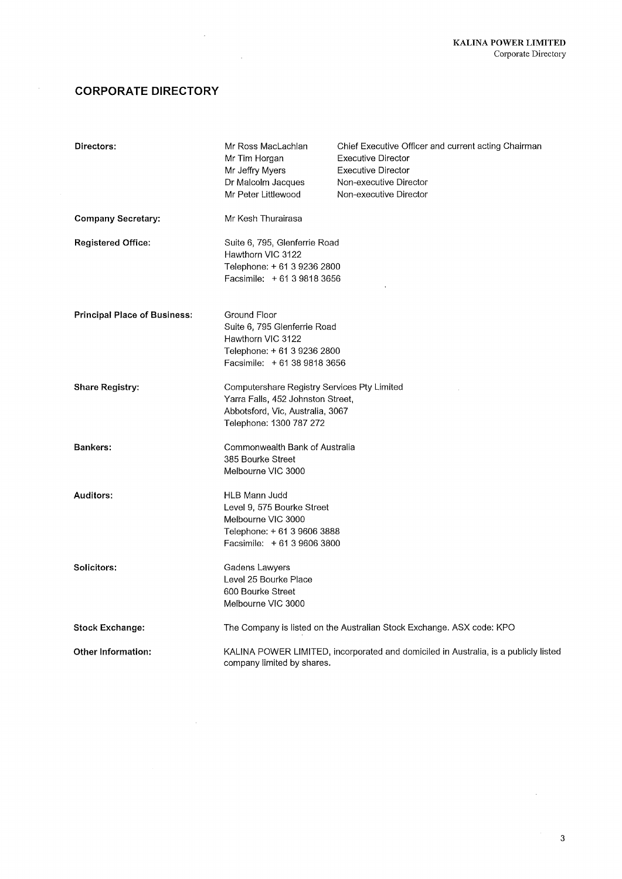# CORPORATE DIRECTORY

**Directors:**

| | |
|---|---|
| Mr Ross MacLachlan | Chief Executive Officer and current acting Chairman |
| Mr Tim Horgan | Executive Director |
| Mr Jeffry Myers | Executive Director |
| Dr Malcolm Jacques | Non-executive Director |
| Mr Peter Littlewood | Non-executive Director |

**Company Secretary:**

Mr Kesh Thurairasa

**Registered Office:**

Suite 6, 795, Glenferrie Road
Hawthorn VIC 3122
Telephone: + 61 3 9236 2800
Facsimile: + 61 3 9818 3656

**Principal Place of Business:**

Ground Floor
Suite 6, 795 Glenferrie Road
Hawthorn VIC 3122
Telephone: + 61 3 9236 2800
Facsimile: + 61 38 9818 3656

**Share Registry:**

Computershare Registry Services Pty Limited
Yarra Falls, 452 Johnston Street,
Abbotsford, Vic, Australia, 3067
Telephone: 1300 787 272

**Bankers:**

Commonwealth Bank of Australia
385 Bourke Street
Melbourne VIC 3000

**Auditors:**

HLB Mann Judd
Level 9, 575 Bourke Street
Melbourne VIC 3000
Telephone: + 61 3 9606 3888
Facsimile: + 61 3 9606 3800

**Solicitors:**

Gadens Lawyers
Level 25 Bourke Place
600 Bourke Street
Melbourne VIC 3000

**Stock Exchange:**

The Company is listed on the Australian Stock Exchange. ASX code: KPO

**Other Information:**

KALINA POWER LIMITED, incorporated and domiciled in Australia, is a publicly listed company limited by shares.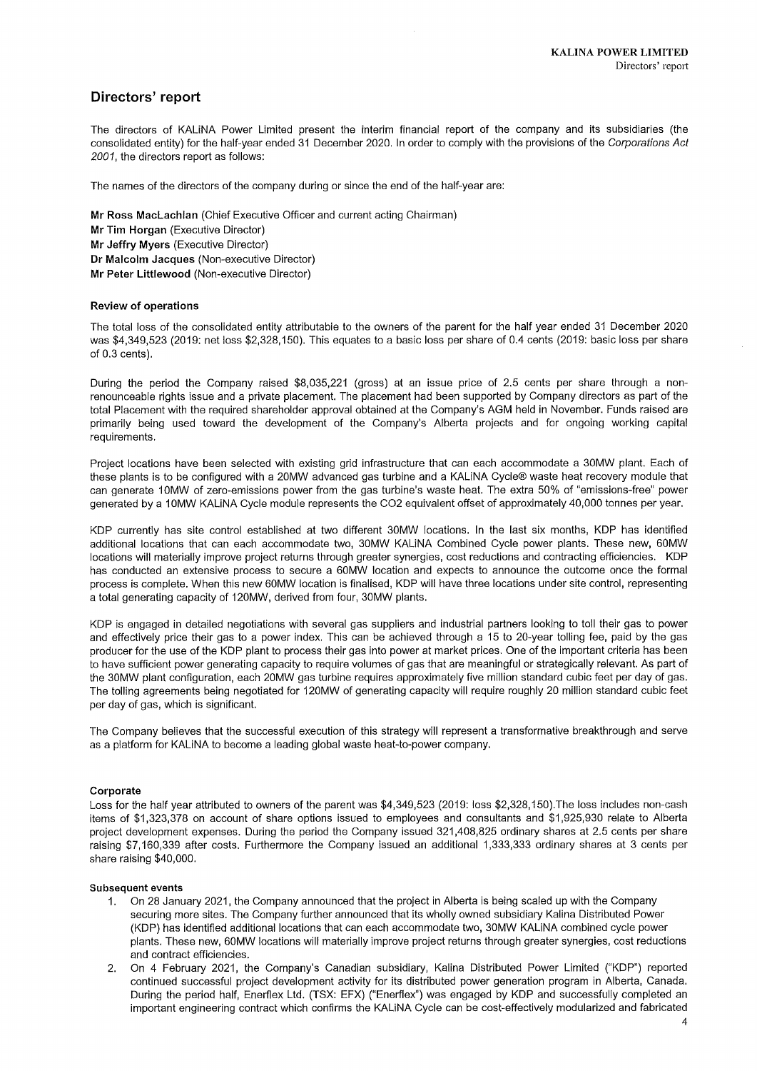## Directors' report

The directors of KALiNA Power Limited present the interim financial report of the company and its subsidiaries (the consolidated entity) for the half-year ended 31 December 2020. In order to comply with the provisions of the *Corporations Act 2001*, the directors report as follows:

The names of the directors of the company during or since the end of the half-year are:

**Mr Ross MacLachlan** (Chief Executive Officer and current acting Chairman)
**Mr Tim Horgan** (Executive Director)
**Mr Jeffry Myers** (Executive Director)
**Dr Malcolm Jacques** (Non-executive Director)
**Mr Peter Littlewood** (Non-executive Director)

### Review of operations

The total loss of the consolidated entity attributable to the owners of the parent for the half year ended 31 December 2020 was $4,349,523 (2019: net loss $2,328,150). This equates to a basic loss per share of 0.4 cents (2019: basic loss per share of 0.3 cents).

During the period the Company raised $8,035,221 (gross) at an issue price of 2.5 cents per share through a non-renounceable rights issue and a private placement. The placement had been supported by Company directors as part of the total Placement with the required shareholder approval obtained at the Company's AGM held in November. Funds raised are primarily being used toward the development of the Company's Alberta projects and for ongoing working capital requirements.

Project locations have been selected with existing grid infrastructure that can each accommodate a 30MW plant. Each of these plants is to be configured with a 20MW advanced gas turbine and a KALiNA Cycle® waste heat recovery module that can generate 10MW of zero-emissions power from the gas turbine's waste heat. The extra 50% of "emissions-free" power generated by a 10MW KALiNA Cycle module represents the $CO_2$ equivalent offset of approximately 40,000 tonnes per year.

KDP currently has site control established at two different 30MW locations. In the last six months, KDP has identified additional locations that can each accommodate two, 30MW KALiNA Combined Cycle power plants. These new, 60MW locations will materially improve project returns through greater synergies, cost reductions and contracting efficiencies. KDP has conducted an extensive process to secure a 60MW location and expects to announce the outcome once the formal process is complete. When this new 60MW location is finalised, KDP will have three locations under site control, representing a total generating capacity of 120MW, derived from four, 30MW plants.

KDP is engaged in detailed negotiations with several gas suppliers and industrial partners looking to toll their gas to power and effectively price their gas to a power index. This can be achieved through a 15 to 20-year tolling fee, paid by the gas producer for the use of the KDP plant to process their gas into power at market prices. One of the important criteria has been to have sufficient power generating capacity to require volumes of gas that are meaningful or strategically relevant. As part of the 30MW plant configuration, each 20MW gas turbine requires approximately five million standard cubic feet per day of gas. The tolling agreements being negotiated for 120MW of generating capacity will require roughly 20 million standard cubic feet per day of gas, which is significant.

The Company believes that the successful execution of this strategy will represent a transformative breakthrough and serve as a platform for KALiNA to become a leading global waste heat-to-power company.

### Corporate

Loss for the half year attributed to owners of the parent was $4,349,523 (2019: loss $2,328,150).The loss includes non-cash items of $1,323,378 on account of share options issued to employees and consultants and $1,925,930 relate to Alberta project development expenses. During the period the Company issued 321,408,825 ordinary shares at 2.5 cents per share raising $7,160,339 after costs. Furthermore the Company issued an additional 1,333,333 ordinary shares at 3 cents per share raising $40,000.

### Subsequent events

1. On 28 January 2021, the Company announced that the project in Alberta is being scaled up with the Company securing more sites. The Company further announced that its wholly owned subsidiary Kalina Distributed Power (KDP) has identified additional locations that can each accommodate two, 30MW KALiNA combined cycle power plants. These new, 60MW locations will materially improve project returns through greater synergies, cost reductions and contract efficiencies.
2. On 4 February 2021, the Company's Canadian subsidiary, Kalina Distributed Power Limited ("KDP") reported continued successful project development activity for its distributed power generation program in Alberta, Canada. During the period half, Enerflex Ltd. (TSX: EFX) ("Enerflex") was engaged by KDP and successfully completed an important engineering contract which confirms the KALiNA Cycle can be cost-effectively modularized and fabricated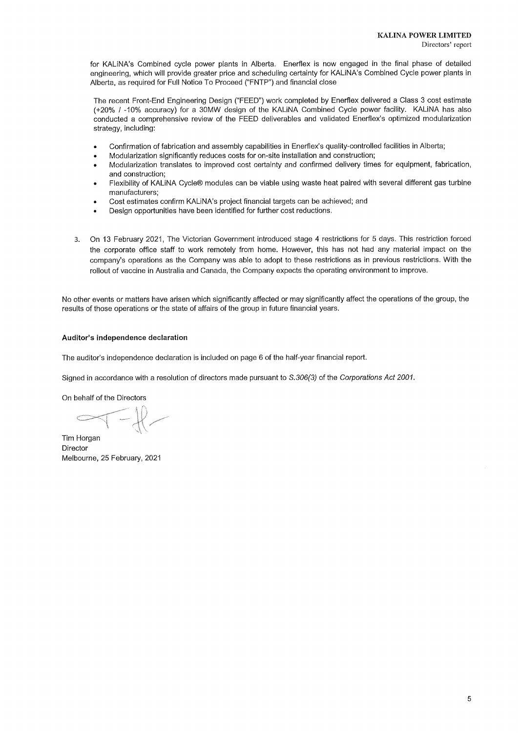for KALiNA's Combined cycle power plants in Alberta. Enerflex is now engaged in the final phase of detailed engineering, which will provide greater price and scheduling certainty for KALiNA's Combined Cycle power plants in Alberta, as required for Full Notice To Proceed ("FNTP") and financial close

The recent Front-End Engineering Design ("FEED") work completed by Enerflex delivered a Class 3 cost estimate (+20% / -10% accuracy) for a 30MW design of the KALiNA Combined Cycle power facility. KALiNA has also conducted a comprehensive review of the FEED deliverables and validated Enerflex's optimized modularization strategy, including:

- Confirmation of fabrication and assembly capabilities in Enerflex's quality-controlled facilities in Alberta;
- Modularization significantly reduces costs for on-site installation and construction;
- Modularization translates to improved cost certainty and confirmed delivery times for equipment, fabrication, and construction;
- Flexibility of KALiNA Cycle® modules can be viable using waste heat paired with several different gas turbine manufacturers;
- Cost estimates confirm KALiNA's project financial targets can be achieved; and
- Design opportunities have been identified for further cost reductions.

3. On 13 February 2021, The Victorian Government introduced stage 4 restrictions for 5 days. This restriction forced the corporate office staff to work remotely from home. However, this has not had any material impact on the company's operations as the Company was able to adopt to these restrictions as in previous restrictions. With the rollout of vaccine in Australia and Canada, the Company expects the operating environment to improve.

No other events or matters have arisen which significantly affected or may significantly affect the operations of the group, the results of those operations or the state of affairs of the group in future financial years.

**Auditor's independence declaration**

The auditor's independence declaration is included on page 6 of the half-year financial report.

Signed in accordance with a resolution of directors made pursuant to *S.306(3)* of the *Corporations Act 2001*.

On behalf of the Directors

Tim Horgan
Director
Melbourne, 25 February, 2021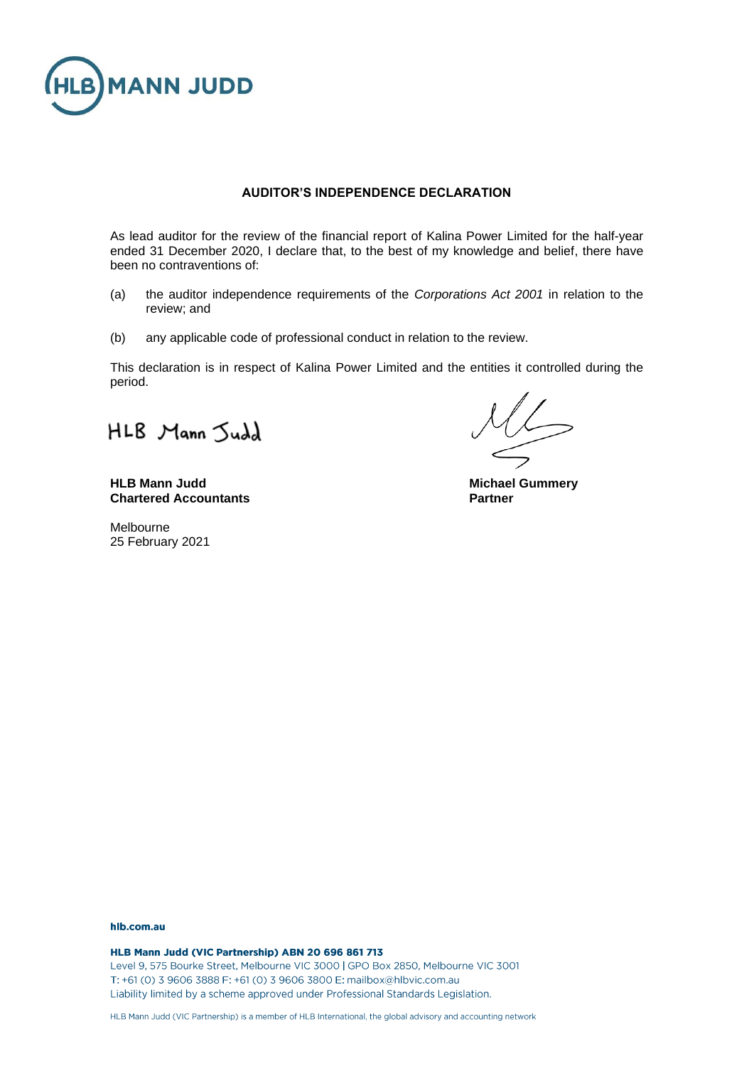## AUDITOR'S INDEPENDENCE DECLARATION

As lead auditor for the review of the financial report of Kalina Power Limited for the half-year ended 31 December 2020, I declare that, to the best of my knowledge and belief, there have been no contraventions of:

(a) the auditor independence requirements of the *Corporations Act 2001* in relation to the review; and

(b) any applicable code of professional conduct in relation to the review.

This declaration is in respect of Kalina Power Limited and the entities it controlled during the period.

HLB Mann Judd

**HLB Mann Judd**
**Chartered Accountants**

Melbourne
25 February 2021

**Michael Gummery**
**Partner**

hlb.com.au

**HLB Mann Judd (VIC Partnership) ABN 20 696 861 713**
Level 9, 575 Bourke Street, Melbourne VIC 3000 | GPO Box 2850, Melbourne VIC 3001
T: +61 (0) 3 9606 3888 F: +61 (0) 3 9606 3800 E: mailbox@hlbvic.com.au
Liability limited by a scheme approved under Professional Standards Legislation.

HLB Mann Judd (VIC Partnership) is a member of HLB International, the global advisory and accounting network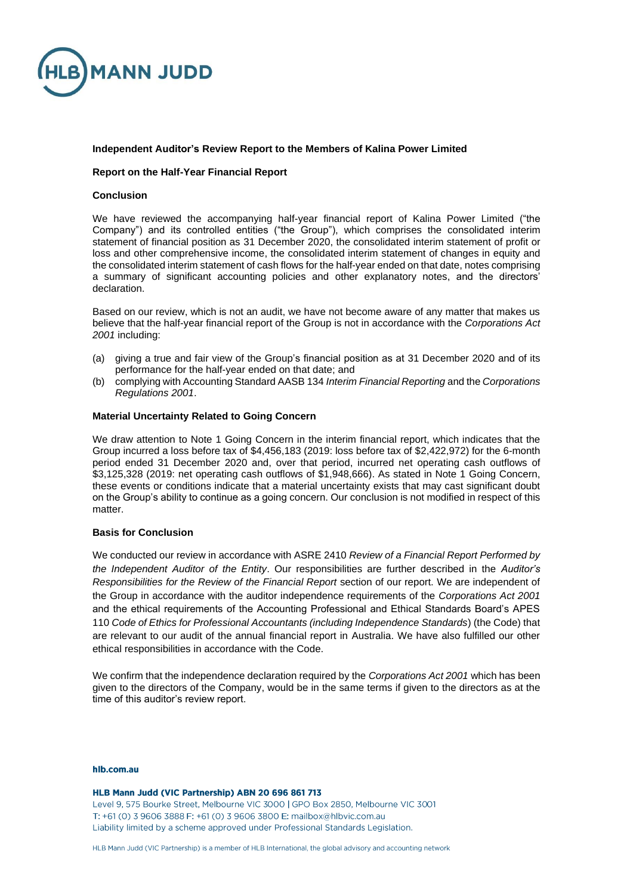**Independent Auditor's Review Report to the Members of Kalina Power Limited**

**Report on the Half-Year Financial Report**

**Conclusion**

We have reviewed the accompanying half-year financial report of Kalina Power Limited ("the Company") and its controlled entities ("the Group"), which comprises the consolidated interim statement of financial position as 31 December 2020, the consolidated interim statement of profit or loss and other comprehensive income, the consolidated interim statement of changes in equity and the consolidated interim statement of cash flows for the half-year ended on that date, notes comprising a summary of significant accounting policies and other explanatory notes, and the directors' declaration.

Based on our review, which is not an audit, we have not become aware of any matter that makes us believe that the half-year financial report of the Group is not in accordance with the *Corporations Act 2001* including:

(a) giving a true and fair view of the Group's financial position as at 31 December 2020 and of its performance for the half-year ended on that date; and
(b) complying with Accounting Standard AASB 134 *Interim Financial Reporting* and the *Corporations Regulations 2001*.

**Material Uncertainty Related to Going Concern**

We draw attention to Note 1 Going Concern in the interim financial report, which indicates that the Group incurred a loss before tax of $4,456,183 (2019: loss before tax of $2,422,972) for the 6-month period ended 31 December 2020 and, over that period, incurred net operating cash outflows of $3,125,328 (2019: net operating cash outflows of $1,948,666). As stated in Note 1 Going Concern, these events or conditions indicate that a material uncertainty exists that may cast significant doubt on the Group's ability to continue as a going concern. Our conclusion is not modified in respect of this matter.

**Basis for Conclusion**

We conducted our review in accordance with ASRE 2410 *Review of a Financial Report Performed by the Independent Auditor of the Entity*. Our responsibilities are further described in the *Auditor's Responsibilities for the Review of the Financial Report* section of our report. We are independent of the Group in accordance with the auditor independence requirements of the *Corporations Act 2001* and the ethical requirements of the Accounting Professional and Ethical Standards Board's APES 110 *Code of Ethics for Professional Accountants (including Independence Standards*) (the Code) that are relevant to our audit of the annual financial report in Australia. We have also fulfilled our other ethical responsibilities in accordance with the Code.

We confirm that the independence declaration required by the *Corporations Act 2001* which has been given to the directors of the Company, would be in the same terms if given to the directors as at the time of this auditor's review report.

**hlb.com.au**

**HLB Mann Judd (VIC Partnership) ABN 20 696 861 713**
Level 9, 575 Bourke Street, Melbourne VIC 3000 | GPO Box 2850, Melbourne VIC 3001
T: +61 (0) 3 9606 3888 F: +61 (0) 3 9606 3800 E: mailbox@hlbvic.com.au
Liability limited by a scheme approved under Professional Standards Legislation.

HLB Mann Judd (VIC Partnership) is a member of HLB International, the global advisory and accounting network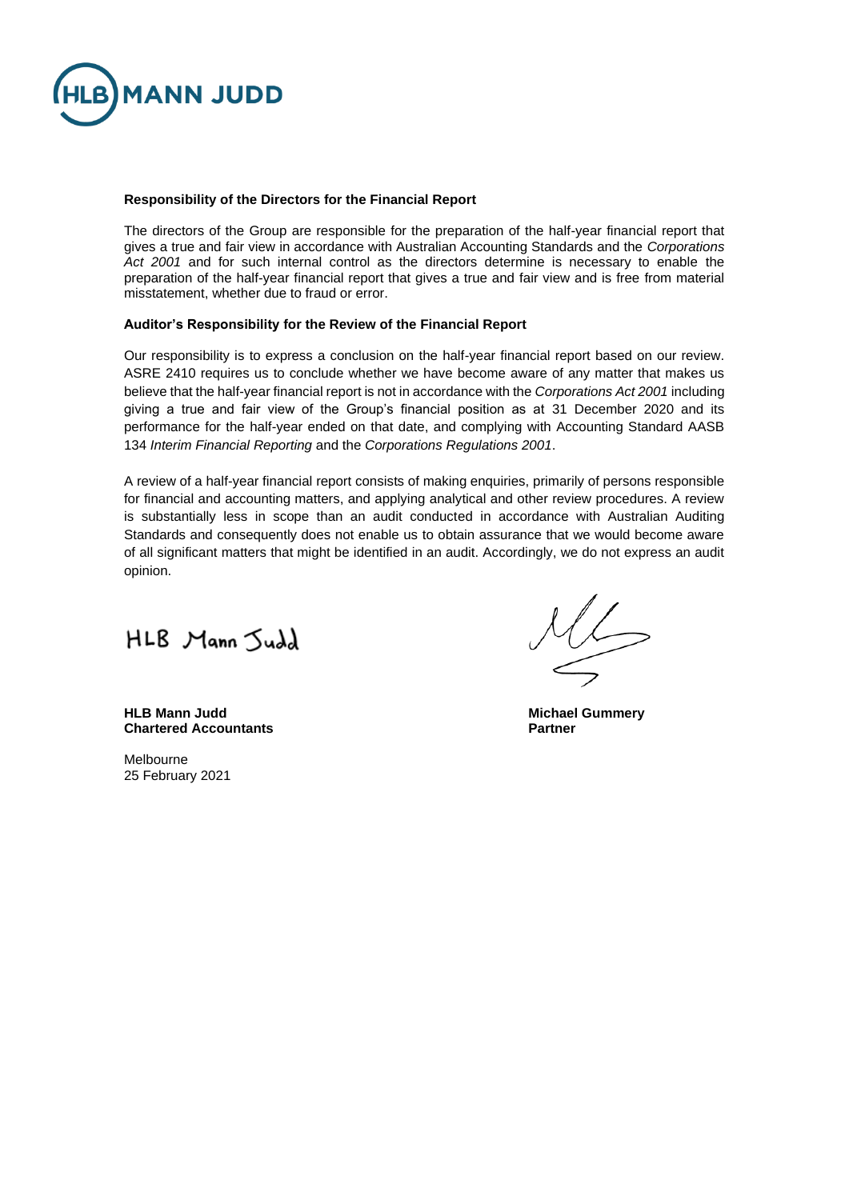**Responsibility of the Directors for the Financial Report**

The directors of the Group are responsible for the preparation of the half-year financial report that gives a true and fair view in accordance with Australian Accounting Standards and the *Corporations Act 2001* and for such internal control as the directors determine is necessary to enable the preparation of the half-year financial report that gives a true and fair view and is free from material misstatement, whether due to fraud or error.

**Auditor's Responsibility for the Review of the Financial Report**

Our responsibility is to express a conclusion on the half-year financial report based on our review. ASRE 2410 requires us to conclude whether we have become aware of any matter that makes us believe that the half-year financial report is not in accordance with the *Corporations Act 2001* including giving a true and fair view of the Group's financial position as at 31 December 2020 and its performance for the half-year ended on that date, and complying with Accounting Standard AASB 134 *Interim Financial Reporting* and the *Corporations Regulations 2001*.

A review of a half-year financial report consists of making enquiries, primarily of persons responsible for financial and accounting matters, and applying analytical and other review procedures. A review is substantially less in scope than an audit conducted in accordance with Australian Auditing Standards and consequently does not enable us to obtain assurance that we would become aware of all significant matters that might be identified in an audit. Accordingly, we do not express an audit opinion.

HLB Mann Judd

**HLB Mann Judd**
**Chartered Accountants**

Melbourne
25 February 2021

**Michael Gummery**
**Partner**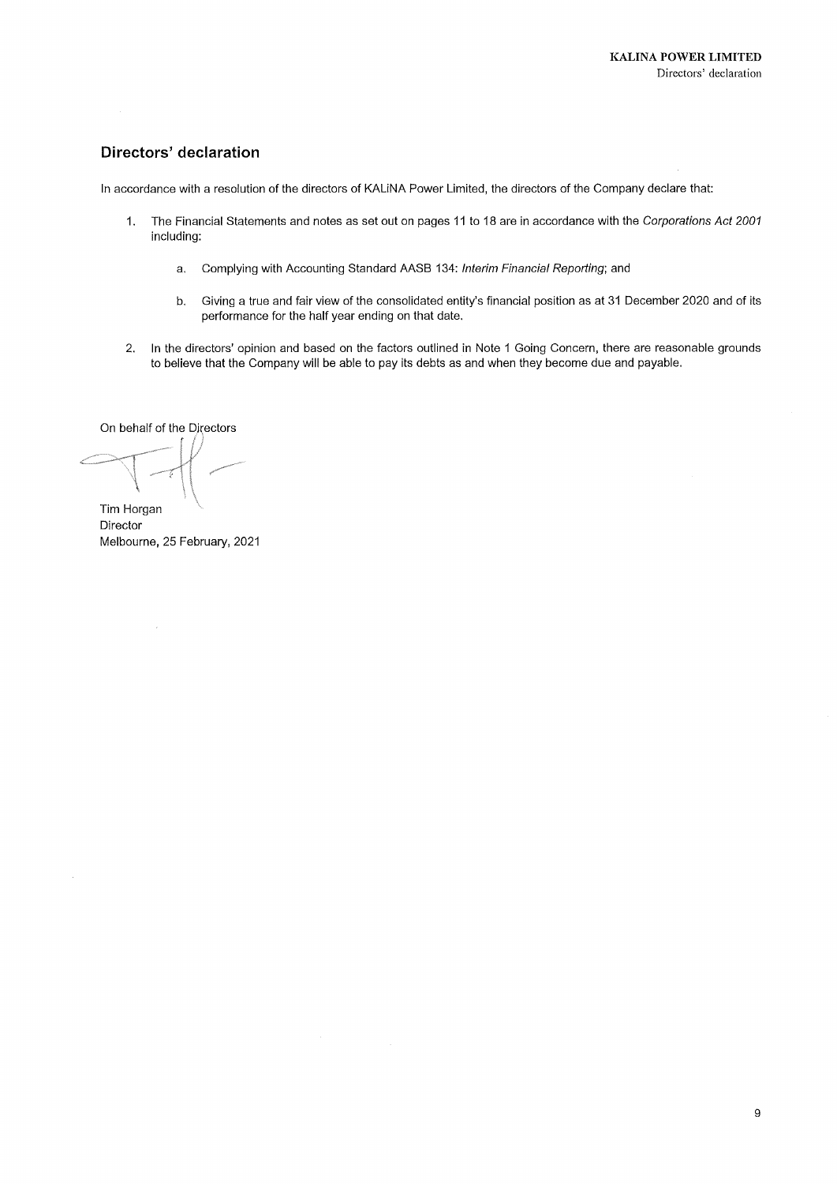## Directors' declaration

In accordance with a resolution of the directors of KALiNA Power Limited, the directors of the Company declare that:

1. The Financial Statements and notes as set out on pages 11 to 18 are in accordance with the *Corporations Act 2001* including:

   a. Complying with Accounting Standard AASB 134: *Interim Financial Reporting*; and

   b. Giving a true and fair view of the consolidated entity's financial position as at 31 December 2020 and of its performance for the half year ending on that date.

2. In the directors' opinion and based on the factors outlined in Note 1 Going Concern, there are reasonable grounds to believe that the Company will be able to pay its debts as and when they become due and payable.

On behalf of the Directors

Tim Horgan
Director
Melbourne, 25 February, 2021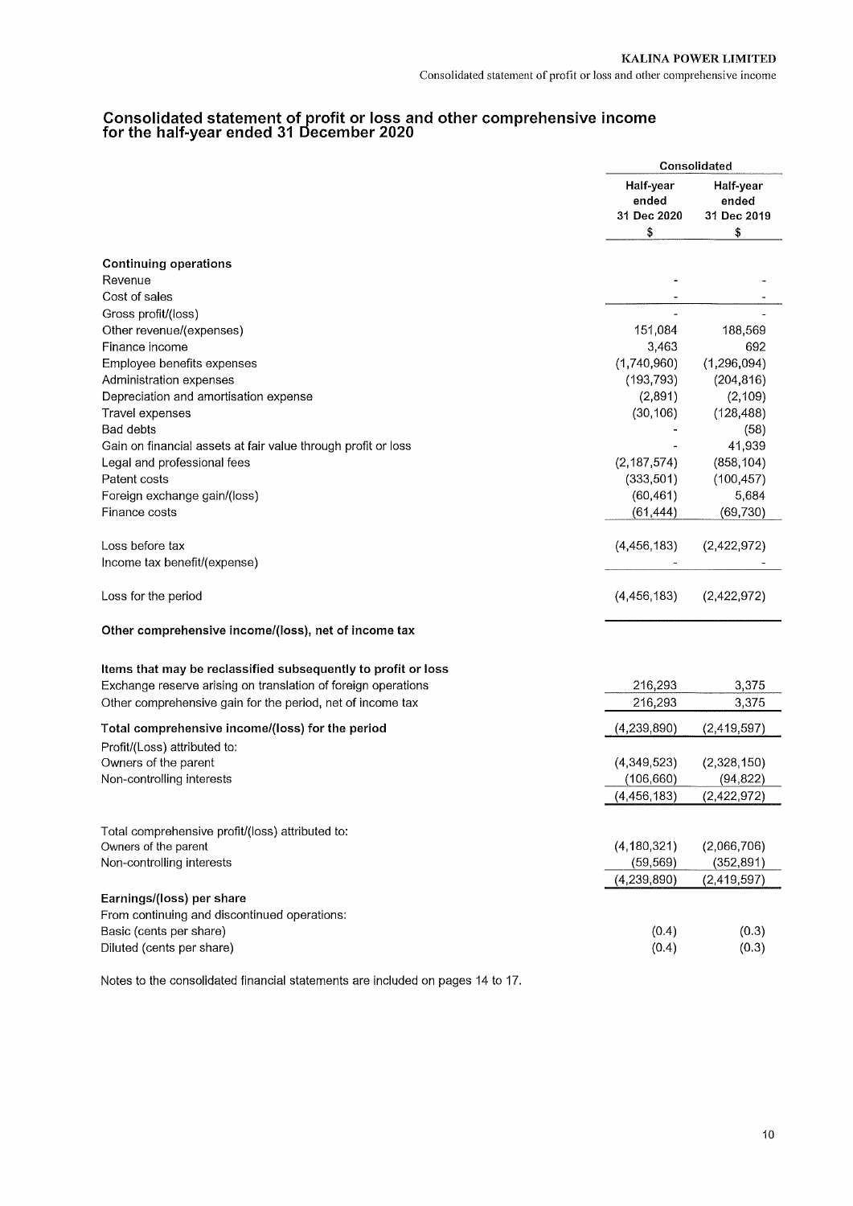# Consolidated statement of profit or loss and other comprehensive income for the half-year ended 31 December 2020

| | Consolidated | |
|---|---|---|
| | Half-year ended 31 Dec 2020 $ | Half-year ended 31 Dec 2019 $ |
| **Continuing operations** | | |
| Revenue | - | - |
| Cost of sales | - | - |
| Gross profit/(loss) | - | - |
| Other revenue/(expenses) | 151,084 | 188,569 |
| Finance income | 3,463 | 692 |
| Employee benefits expenses | (1,740,960) | (1,296,094) |
| Administration expenses | (193,793) | (204,816) |
| Depreciation and amortisation expense | (2,891) | (2,109) |
| Travel expenses | (30,106) | (128,488) |
| Bad debts | - | (58) |
| Gain on financial assets at fair value through profit or loss | - | 41,939 |
| Legal and professional fees | (2,187,574) | (858,104) |
| Patent costs | (333,501) | (100,457) |
| Foreign exchange gain/(loss) | (60,461) | 5,684 |
| Finance costs | (61,444) | (69,730) |
| Loss before tax | (4,456,183) | (2,422,972) |
| Income tax benefit/(expense) | - | - |
| Loss for the period | (4,456,183) | (2,422,972) |
| **Other comprehensive income/(loss), net of income tax** | | |
| **Items that may be reclassified subsequently to profit or loss** | | |
| Exchange reserve arising on translation of foreign operations | 216,293 | 3,375 |
| Other comprehensive gain for the period, net of income tax | 216,293 | 3,375 |
| **Total comprehensive income/(loss) for the period** | (4,239,890) | (2,419,597) |
| Profit/(Loss) attributed to: | | |
| Owners of the parent | (4,349,523) | (2,328,150) |
| Non-controlling interests | (106,660) | (94,822) |
| | (4,456,183) | (2,422,972) |
| Total comprehensive profit/(loss) attributed to: | | |
| Owners of the parent | (4,180,321) | (2,066,706) |
| Non-controlling interests | (59,569) | (352,891) |
| | (4,239,890) | (2,419,597) |
| **Earnings/(loss) per share** | | |
| From continuing and discontinued operations: | | |
| Basic (cents per share) | (0.4) | (0.3) |
| Diluted (cents per share) | (0.4) | (0.3) |

Notes to the consolidated financial statements are included on pages 14 to 17.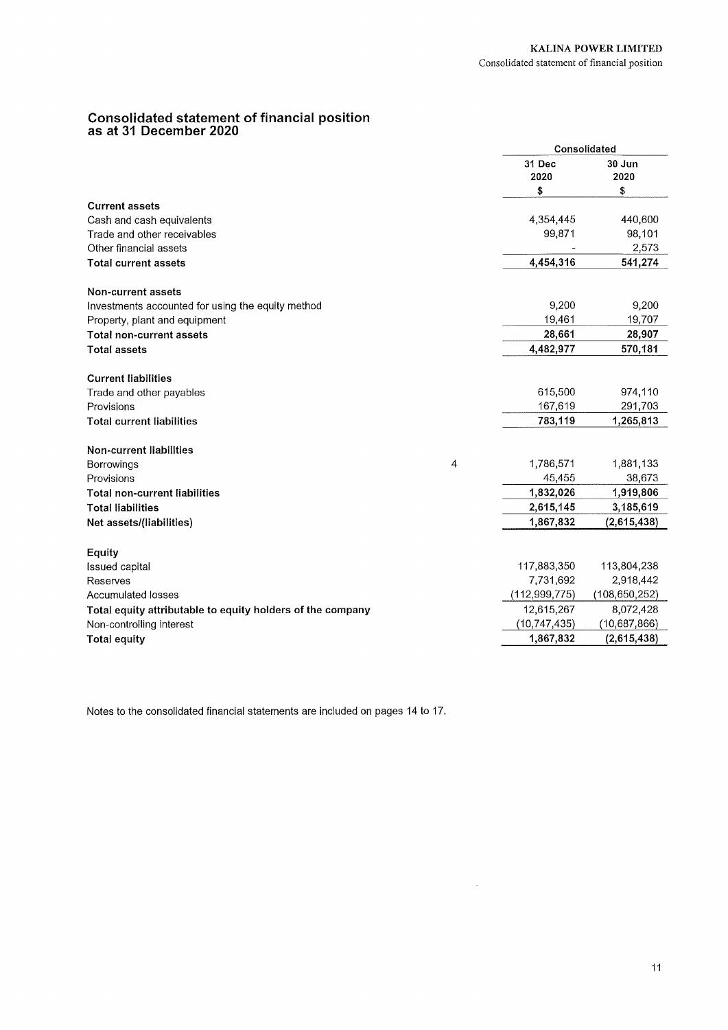# Consolidated statement of financial position as at 31 December 2020

| | Note | Consolidated | |
|---|---|---|---|
| | | 31 Dec 2020 | 30 Jun 2020 |
| | | $ | $ |
| **Current assets** | | | |
| Cash and cash equivalents | | 4,354,445 | 440,600 |
| Trade and other receivables | | 99,871 | 98,101 |
| Other financial assets | | - | 2,573 |
| **Total current assets** | | **4,454,316** | **541,274** |
| | | | |
| **Non-current assets** | | | |
| Investments accounted for using the equity method | | 9,200 | 9,200 |
| Property, plant and equipment | | 19,461 | 19,707 |
| **Total non-current assets** | | **28,661** | **28,907** |
| **Total assets** | | **4,482,977** | **570,181** |
| | | | |
| **Current liabilities** | | | |
| Trade and other payables | | 615,500 | 974,110 |
| Provisions | | 167,619 | 291,703 |
| **Total current liabilities** | | **783,119** | **1,265,813** |
| | | | |
| **Non-current liabilities** | | | |
| Borrowings | 4 | 1,786,571 | 1,881,133 |
| Provisions | | 45,455 | 38,673 |
| **Total non-current liabilities** | | **1,832,026** | **1,919,806** |
| **Total liabilities** | | **2,615,145** | **3,185,619** |
| **Net assets/(liabilities)** | | **1,867,832** | **(2,615,438)** |
| | | | |
| **Equity** | | | |
| Issued capital | | 117,883,350 | 113,804,238 |
| Reserves | | 7,731,692 | 2,918,442 |
| Accumulated losses | | (112,999,775) | (108,650,252) |
| **Total equity attributable to equity holders of the company** | | 12,615,267 | 8,072,428 |
| Non-controlling interest | | (10,747,435) | (10,687,866) |
| **Total equity** | | **1,867,832** | **(2,615,438)** |

Notes to the consolidated financial statements are included on pages 14 to 17.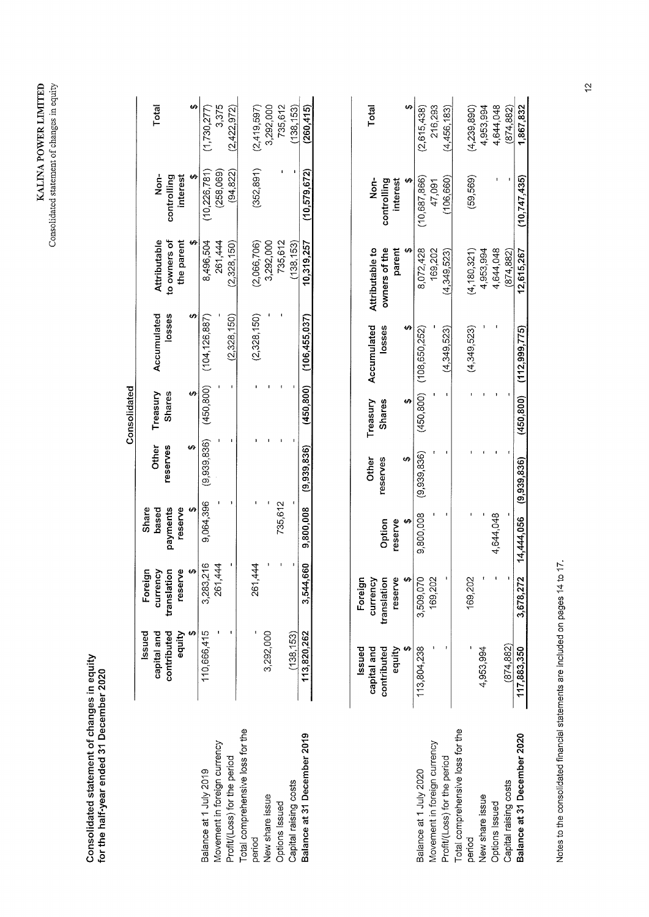# Consolidated statement of changes in equity
## for the half-year ended 31 December 2020

| | Consolidated | | | | | | | |
|---|---|---|---|---|---|---|---|---|
| | Issued capital and contributed equity | Foreign currency translation reserve | Share based payments reserve | Other reserves | Treasury Shares | Accumulated losses | Attributable to owners of the parent | Non-controlling interest | Total |
| | $ | $ | $ | $ | $ | $ | $ | $ | $ |
| Balance at 1 July 2019 | 110,666,415 | 3,283,216 | 9,064,396 | (9,939,836) | (450,800) | (104,126,887) | 8,496,504 | (10,226,781) | (1,730,277) |
| Movement in foreign currency | - | 261,444 | - | - | - | - | 261,444 | (258,069) | 3,375 |
| Profit/(Loss) for the period | - | - | - | - | - | (2,328,150) | (2,328,150) | (94,822) | (2,422,972) |
| Total comprehensive loss for the period | - | 261,444 | - | - | - | (2,328,150) | (2,066,706) | (352,891) | (2,419,597) |
| New share issue | 3,292,000 | - | - | - | - | - | 3,292,000 | | 3,292,000 |
| Options Issued | - | - | 735,612 | - | - | - | 735,612 | - | 735,612 |
| Capital raising costs | (138,153) | - | - | - | - | - | (138,153) | - | (138,153) |
| **Balance at 31 December 2019** | **113,820,262** | **3,544,660** | **9,800,008** | **(9,939,836)** | **(450,800)** | **(106,455,037)** | **10,319,257** | **(10,579,672)** | **(260,415)** |

| | Issued capital and contributed equity | Foreign currency translation reserve | Option reserve | Other reserves | Treasury Shares | Accumulated losses | Attributable to owners of the parent | Non-controlling interest | Total |
|---|---|---|---|---|---|---|---|---|---|
| | $ | $ | $ | $ | $ | $ | $ | $ | $ |
| Balance at 1 July 2020 | 113,804,238 | 3,509,070 | 9,800,008 | (9,939,836) | (450,800) | (108,650,252) | 8,072,428 | (10,687,866) | (2,615,438) |
| Movement in foreign currency | - | 169,202 | - | - | - | - | 169,202 | 47,091 | 216,293 |
| Profit/(Loss) for the period | - | - | - | - | - | (4,349,523) | (4,349,523) | (106,660) | (4,456,183) |
| Total comprehensive loss for the period | - | 169,202 | - | - | - | (4,349,523) | (4,180,321) | (59,569) | (4,239,890) |
| New share issue | 4,953,994 | - | - | - | - | - | 4,953,994 | | 4,953,994 |
| Options Issued | - | - | 4,644,048 | - | - | - | 4,644,048 | - | 4,644,048 |
| Capital raising costs | (874,882) | - | - | - | - | - | (874,882) | - | (874,882) |
| **Balance at 31 December 2020** | **117,883,350** | **3,678,272** | **14,444,056** | **(9,939,836)** | **(450,800)** | **(112,999,775)** | **12,615,267** | **(10,747,435)** | **1,867,832** |

Notes to the consolidated financial statements are included on pages 14 to 17.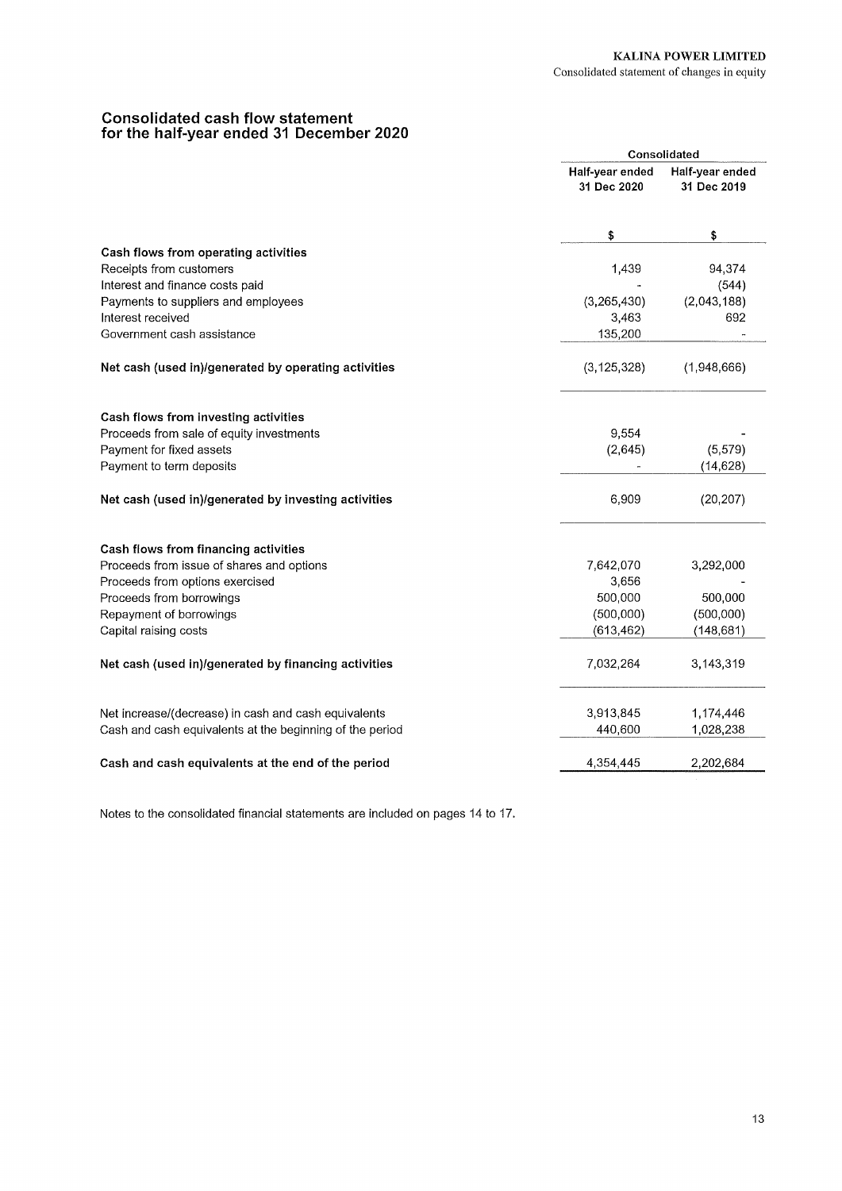# Consolidated cash flow statement for the half-year ended 31 December 2020

| | Consolidated | |
|---|---|---|
| | Half-year ended 31 Dec 2020 | Half-year ended 31 Dec 2019 |
| | $ | $ |
| **Cash flows from operating activities** | | |
| Receipts from customers | 1,439 | 94,374 |
| Interest and finance costs paid | - | (544) |
| Payments to suppliers and employees | (3,265,430) | (2,043,188) |
| Interest received | 3,463 | 692 |
| Government cash assistance | 135,200 | - |
| **Net cash (used in)/generated by operating activities** | (3,125,328) | (1,948,666) |
| **Cash flows from investing activities** | | |
| Proceeds from sale of equity investments | 9,554 | - |
| Payment for fixed assets | (2,645) | (5,579) |
| Payment to term deposits | - | (14,628) |
| **Net cash (used in)/generated by investing activities** | 6,909 | (20,207) |
| **Cash flows from financing activities** | | |
| Proceeds from issue of shares and options | 7,642,070 | 3,292,000 |
| Proceeds from options exercised | 3,656 | - |
| Proceeds from borrowings | 500,000 | 500,000 |
| Repayment of borrowings | (500,000) | (500,000) |
| Capital raising costs | (613,462) | (148,681) |
| **Net cash (used in)/generated by financing activities** | 7,032,264 | 3,143,319 |
| Net increase/(decrease) in cash and cash equivalents | 3,913,845 | 1,174,446 |
| Cash and cash equivalents at the beginning of the period | 440,600 | 1,028,238 |
| **Cash and cash equivalents at the end of the period** | 4,354,445 | 2,202,684 |

Notes to the consolidated financial statements are included on pages 14 to 17.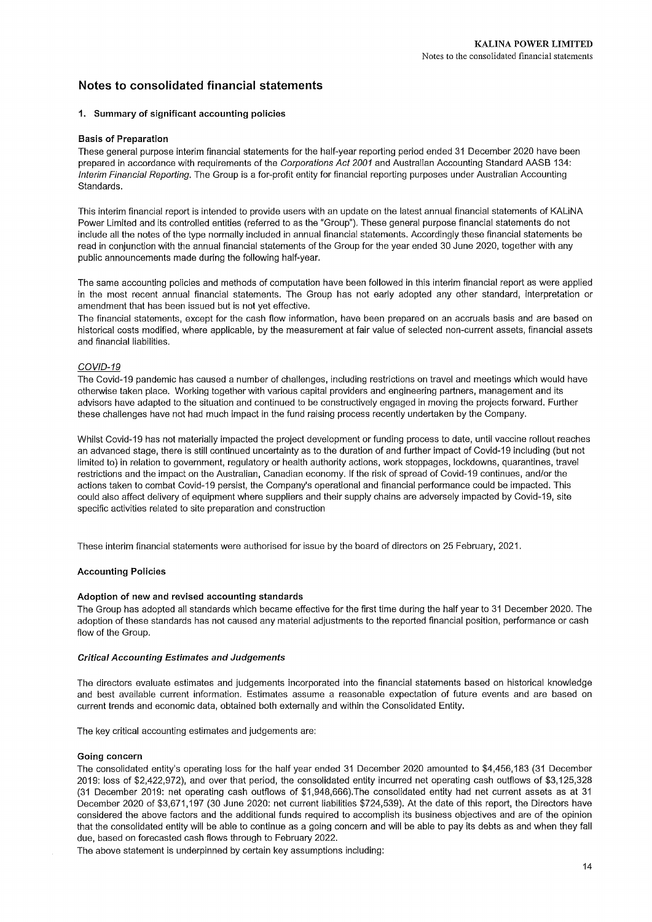# Notes to consolidated financial statements

## 1. Summary of significant accounting policies

### Basis of Preparation

These general purpose interim financial statements for the half-year reporting period ended 31 December 2020 have been prepared in accordance with requirements of the *Corporations Act 2001* and Australian Accounting Standard AASB 134: *Interim Financial Reporting*. The Group is a for-profit entity for financial reporting purposes under Australian Accounting Standards.

This interim financial report is intended to provide users with an update on the latest annual financial statements of KALiNA Power Limited and its controlled entities (referred to as the "Group"). These general purpose financial statements do not include all the notes of the type normally included in annual financial statements. Accordingly these financial statements be read in conjunction with the annual financial statements of the Group for the year ended 30 June 2020, together with any public announcements made during the following half-year.

The same accounting policies and methods of computation have been followed in this interim financial report as were applied in the most recent annual financial statements. The Group has not early adopted any other standard, interpretation or amendment that has been issued but is not yet effective.

The financial statements, except for the cash flow information, have been prepared on an accruals basis and are based on historical costs modified, where applicable, by the measurement at fair value of selected non-current assets, financial assets and financial liabilities.

*COVID-19*

The Covid-19 pandemic has caused a number of challenges, including restrictions on travel and meetings which would have otherwise taken place. Working together with various capital providers and engineering partners, management and its advisors have adapted to the situation and continued to be constructively engaged in moving the projects forward. Further these challenges have not had much impact in the fund raising process recently undertaken by the Company.

Whilst Covid-19 has not materially impacted the project development or funding process to date, until vaccine rollout reaches an advanced stage, there is still continued uncertainty as to the duration of and further impact of Covid-19 including (but not limited to) in relation to government, regulatory or health authority actions, work stoppages, lockdowns, quarantines, travel restrictions and the impact on the Australian, Canadian economy. If the risk of spread of Covid-19 continues, and/or the actions taken to combat Covid-19 persist, the Company's operational and financial performance could be impacted. This could also affect delivery of equipment where suppliers and their supply chains are adversely impacted by Covid-19, site specific activities related to site preparation and construction

These interim financial statements were authorised for issue by the board of directors on 25 February, 2021.

### Accounting Policies

#### Adoption of new and revised accounting standards

The Group has adopted all standards which became effective for the first time during the half year to 31 December 2020. The adoption of these standards has not caused any material adjustments to the reported financial position, performance or cash flow of the Group.

#### *Critical Accounting Estimates and Judgements*

The directors evaluate estimates and judgements incorporated into the financial statements based on historical knowledge and best available current information. Estimates assume a reasonable expectation of future events and are based on current trends and economic data, obtained both externally and within the Consolidated Entity.

The key critical accounting estimates and judgements are:

#### Going concern

The consolidated entity's operating loss for the half year ended 31 December 2020 amounted to $4,456,183 (31 December 2019: loss of $2,422,972), and over that period, the consolidated entity incurred net operating cash outflows of $3,125,328 (31 December 2019: net operating cash outflows of $1,948,666).The consolidated entity had net current assets as at 31 December 2020 of $3,671,197 (30 June 2020: net current liabilities $724,539). At the date of this report, the Directors have considered the above factors and the additional funds required to accomplish its business objectives and are of the opinion that the consolidated entity will be able to continue as a going concern and will be able to pay its debts as and when they fall due, based on forecasted cash flows through to February 2022.

The above statement is underpinned by certain key assumptions including: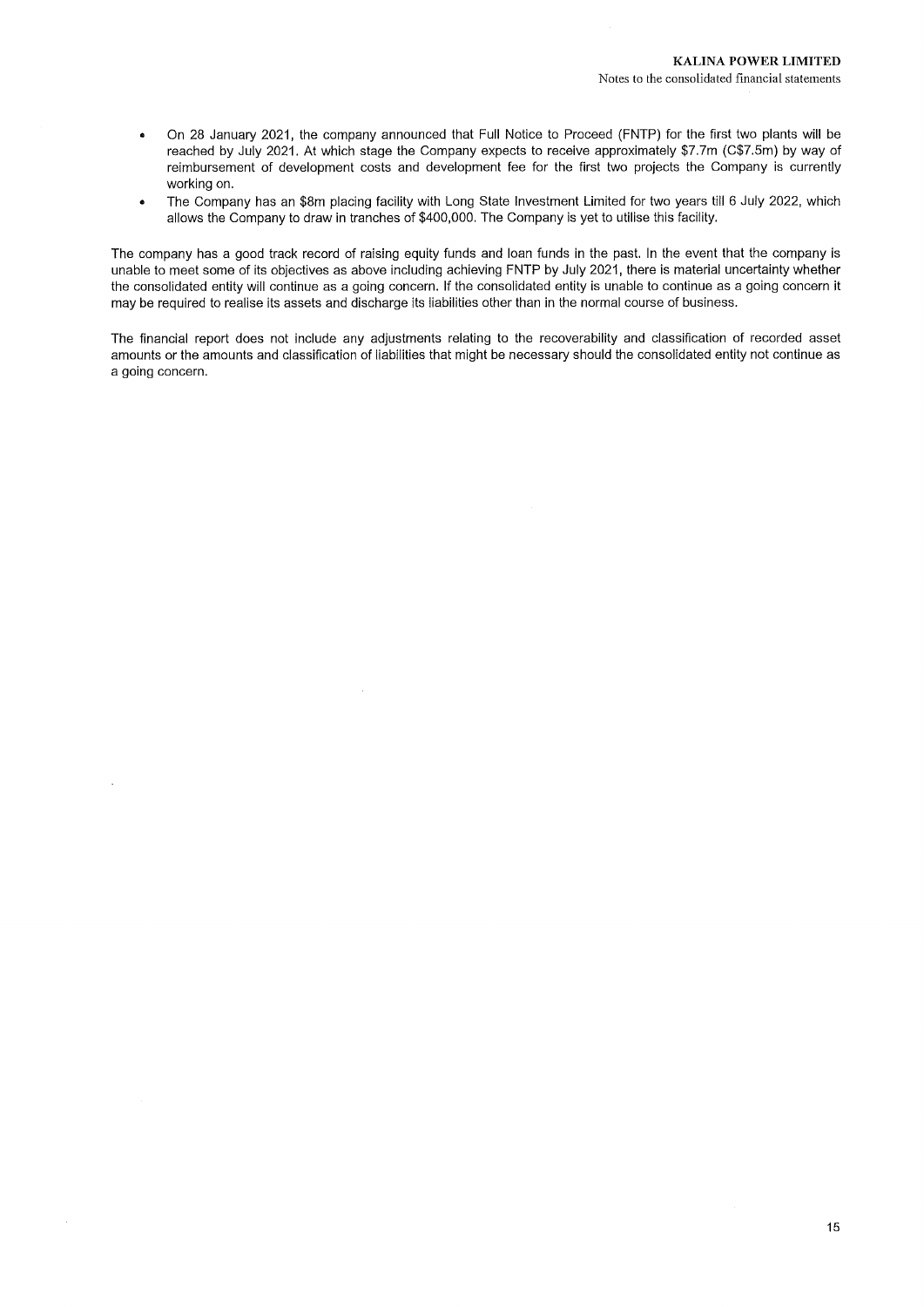- On 28 January 2021, the company announced that Full Notice to Proceed (FNTP) for the first two plants will be reached by July 2021. At which stage the Company expects to receive approximately $7.7m (C$7.5m) by way of reimbursement of development costs and development fee for the first two projects the Company is currently working on.
- The Company has an $8m placing facility with Long State Investment Limited for two years till 6 July 2022, which allows the Company to draw in tranches of $400,000. The Company is yet to utilise this facility.

The company has a good track record of raising equity funds and loan funds in the past. In the event that the company is unable to meet some of its objectives as above including achieving FNTP by July 2021, there is material uncertainty whether the consolidated entity will continue as a going concern. If the consolidated entity is unable to continue as a going concern it may be required to realise its assets and discharge its liabilities other than in the normal course of business.

The financial report does not include any adjustments relating to the recoverability and classification of recorded asset amounts or the amounts and classification of liabilities that might be necessary should the consolidated entity not continue as a going concern.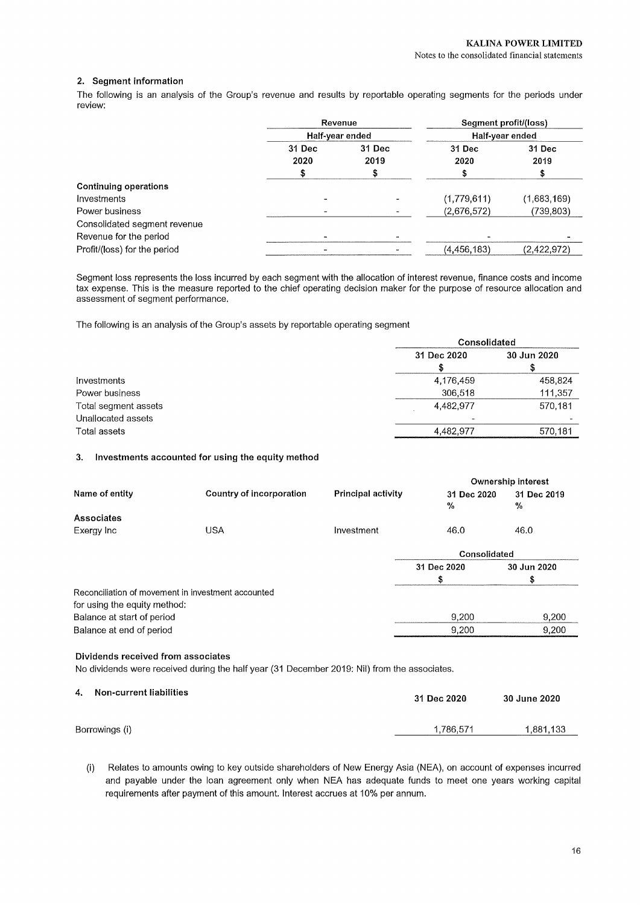## 2. Segment information

The following is an analysis of the Group's revenue and results by reportable operating segments for the periods under review:

| | Revenue | | Segment profit/(loss) | |
|---|---|---|---|---|
| | Half-year ended | | Half-year ended | |
| | 31 Dec 2020 | 31 Dec 2019 | 31 Dec 2020 | 31 Dec 2019 |
| | $ | $ | $ | $ |
| **Continuing operations** | | | | |
| Investments | - | - | (1,779,611) | (1,683,169) |
| Power business | - | - | (2,676,572) | (739,803) |
| Consolidated segment revenue | | | | |
| Revenue for the period | - | - | - | - |
| Profit/(loss) for the period | - | - | (4,456,183) | (2,422,972) |

Segment loss represents the loss incurred by each segment with the allocation of interest revenue, finance costs and income tax expense. This is the measure reported to the chief operating decision maker for the purpose of resource allocation and assessment of segment performance.

The following is an analysis of the Group's assets by reportable operating segment

| | Consolidated | |
|---|---|---|
| | 31 Dec 2020 | 30 Jun 2020 |
| | $ | $ |
| Investments | 4,176,459 | 458,824 |
| Power business | 306,518 | 111,357 |
| Total segment assets | 4,482,977 | 570,181 |
| Unallocated assets | - | - |
| Total assets | 4,482,977 | 570,181 |

## 3. Investments accounted for using the equity method

| Name of entity | Country of incorporation | Principal activity | Ownership interest | |
|---|---|---|---|---|
| | | | 31 Dec 2020 | 31 Dec 2019 |
| | | | % | % |
| **Associates** | | | | |
| Exergy Inc | USA | Investment | 46.0 | 46.0 |

| | Consolidated | |
|---|---|---|
| | 31 Dec 2020 | 30 Jun 2020 |
| | $ | $ |
| Reconciliation of movement in investment accounted for using the equity method: | | |
| Balance at start of period | 9,200 | 9,200 |
| Balance at end of period | 9,200 | 9,200 |

**Dividends received from associates**

No dividends were received during the half year (31 December 2019: Nil) from the associates.

## 4. Non-current liabilities

| | 31 Dec 2020 | 30 June 2020 |
|---|---|---|
| Borrowings (i) | 1,786,571 | 1,881,133 |

(i) Relates to amounts owing to key outside shareholders of New Energy Asia (NEA), on account of expenses incurred and payable under the loan agreement only when NEA has adequate funds to meet one years working capital requirements after payment of this amount. Interest accrues at 10% per annum.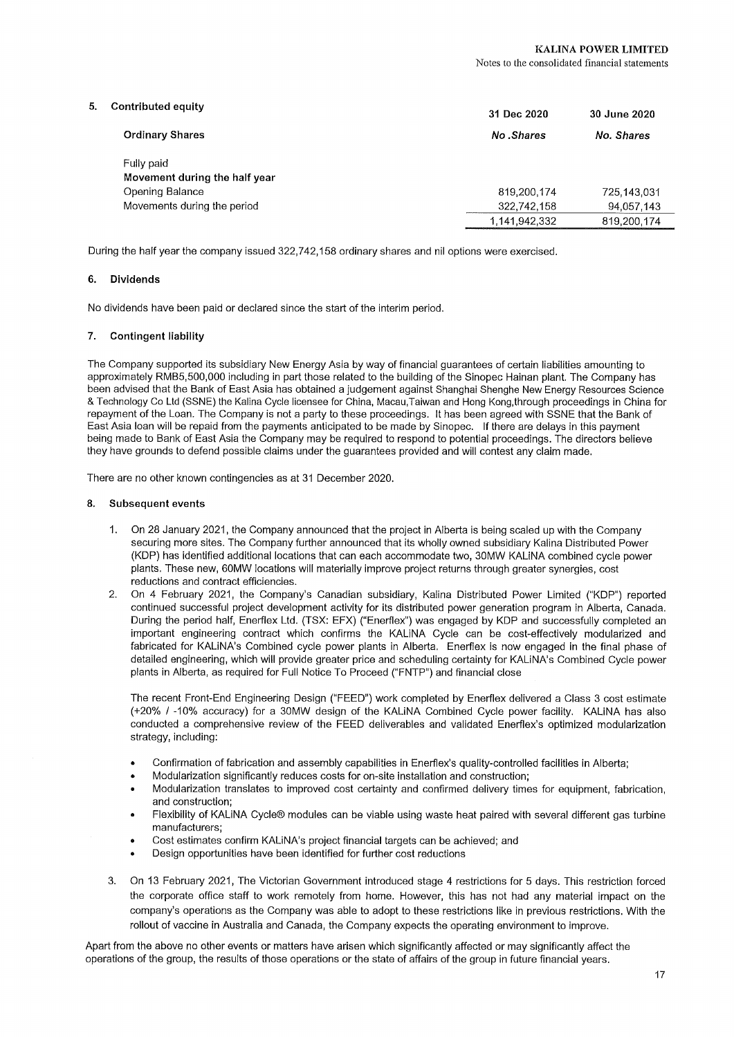## 5. Contributed equity

| Ordinary Shares | 31 Dec 2020 | 30 June 2020 |
|---|---|---|
| | *No .Shares* | *No. Shares* |
| Fully paid | | |
| **Movement during the half year** | | |
| Opening Balance | 819,200,174 | 725,143,031 |
| Movements during the period | 322,742,158 | 94,057,143 |
| | 1,141,942,332 | 819,200,174 |

During the half year the company issued 322,742,158 ordinary shares and nil options were exercised.

## 6. Dividends

No dividends have been paid or declared since the start of the interim period.

## 7. Contingent liability

The Company supported its subsidiary New Energy Asia by way of financial guarantees of certain liabilities amounting to approximately RMB5,500,000 including in part those related to the building of the Sinopec Hainan plant. The Company has been advised that the Bank of East Asia has obtained a judgement against Shanghai Shenghe New Energy Resources Science & Technology Co Ltd (SSNE) the Kalina Cycle licensee for China, Macau,Taiwan and Hong Kong,through proceedings in China for repayment of the Loan. The Company is not a party to these proceedings. It has been agreed with SSNE that the Bank of East Asia loan will be repaid from the payments anticipated to be made by Sinopec. If there are delays in this payment being made to Bank of East Asia the Company may be required to respond to potential proceedings. The directors believe they have grounds to defend possible claims under the guarantees provided and will contest any claim made.

There are no other known contingencies as at 31 December 2020.

## 8. Subsequent events

1. On 28 January 2021, the Company announced that the project in Alberta is being scaled up with the Company securing more sites. The Company further announced that its wholly owned subsidiary Kalina Distributed Power (KDP) has identified additional locations that can each accommodate two, 30MW KALiNA combined cycle power plants. These new, 60MW locations will materially improve project returns through greater synergies, cost reductions and contract efficiencies.
2. On 4 February 2021, the Company's Canadian subsidiary, Kalina Distributed Power Limited ("KDP") reported continued successful project development activity for its distributed power generation program in Alberta, Canada. During the period half, Enerflex Ltd. (TSX: EFX) ("Enerflex") was engaged by KDP and successfully completed an important engineering contract which confirms the KALiNA Cycle can be cost-effectively modularized and fabricated for KALiNA's Combined cycle power plants in Alberta. Enerflex is now engaged in the final phase of detailed engineering, which will provide greater price and scheduling certainty for KALiNA's Combined Cycle power plants in Alberta, as required for Full Notice To Proceed ("FNTP") and financial close

   The recent Front-End Engineering Design ("FEED") work completed by Enerflex delivered a Class 3 cost estimate (+20% / -10% accuracy) for a 30MW design of the KALiNA Combined Cycle power facility. KALiNA has also conducted a comprehensive review of the FEED deliverables and validated Enerflex's optimized modularization strategy, including:

   - Confirmation of fabrication and assembly capabilities in Enerflex's quality-controlled facilities in Alberta;
   - Modularization significantly reduces costs for on-site installation and construction;
   - Modularization translates to improved cost certainty and confirmed delivery times for equipment, fabrication, and construction;
   - Flexibility of KALiNA Cycle® modules can be viable using waste heat paired with several different gas turbine manufacturers;
   - Cost estimates confirm KALiNA's project financial targets can be achieved; and
   - Design opportunities have been identified for further cost reductions

3. On 13 February 2021, The Victorian Government introduced stage 4 restrictions for 5 days. This restriction forced the corporate office staff to work remotely from home. However, this has not had any material impact on the company's operations as the Company was able to adopt to these restrictions like in previous restrictions. With the rollout of vaccine in Australia and Canada, the Company expects the operating environment to improve.

Apart from the above no other events or matters have arisen which significantly affected or may significantly affect the operations of the group, the results of those operations or the state of affairs of the group in future financial years.